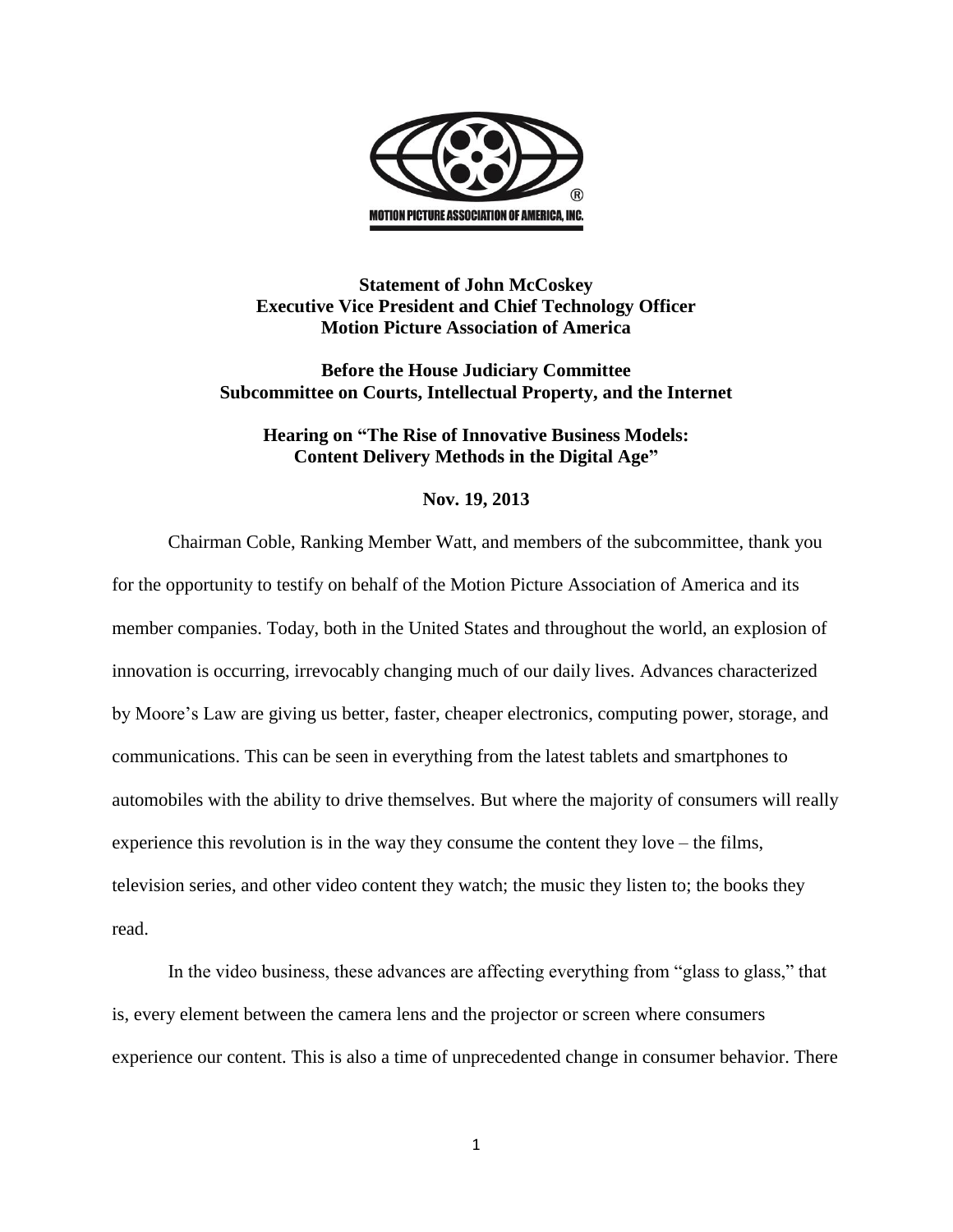MOTION PICTURE ASSOCIATION OF AMERICA, INC.

**Statement of John McCoskey**
**Executive Vice President and Chief Technology Officer**
**Motion Picture Association of America**

**Before the House Judiciary Committee**
**Subcommittee on Courts, Intellectual Property, and the Internet**

**Hearing on "The Rise of Innovative Business Models: Content Delivery Methods in the Digital Age"**

**Nov. 19, 2013**

Chairman Coble, Ranking Member Watt, and members of the subcommittee, thank you for the opportunity to testify on behalf of the Motion Picture Association of America and its member companies. Today, both in the United States and throughout the world, an explosion of innovation is occurring, irrevocably changing much of our daily lives. Advances characterized by Moore's Law are giving us better, faster, cheaper electronics, computing power, storage, and communications. This can be seen in everything from the latest tablets and smartphones to automobiles with the ability to drive themselves. But where the majority of consumers will really experience this revolution is in the way they consume the content they love – the films, television series, and other video content they watch; the music they listen to; the books they read.

In the video business, these advances are affecting everything from "glass to glass," that is, every element between the camera lens and the projector or screen where consumers experience our content. This is also a time of unprecedented change in consumer behavior. There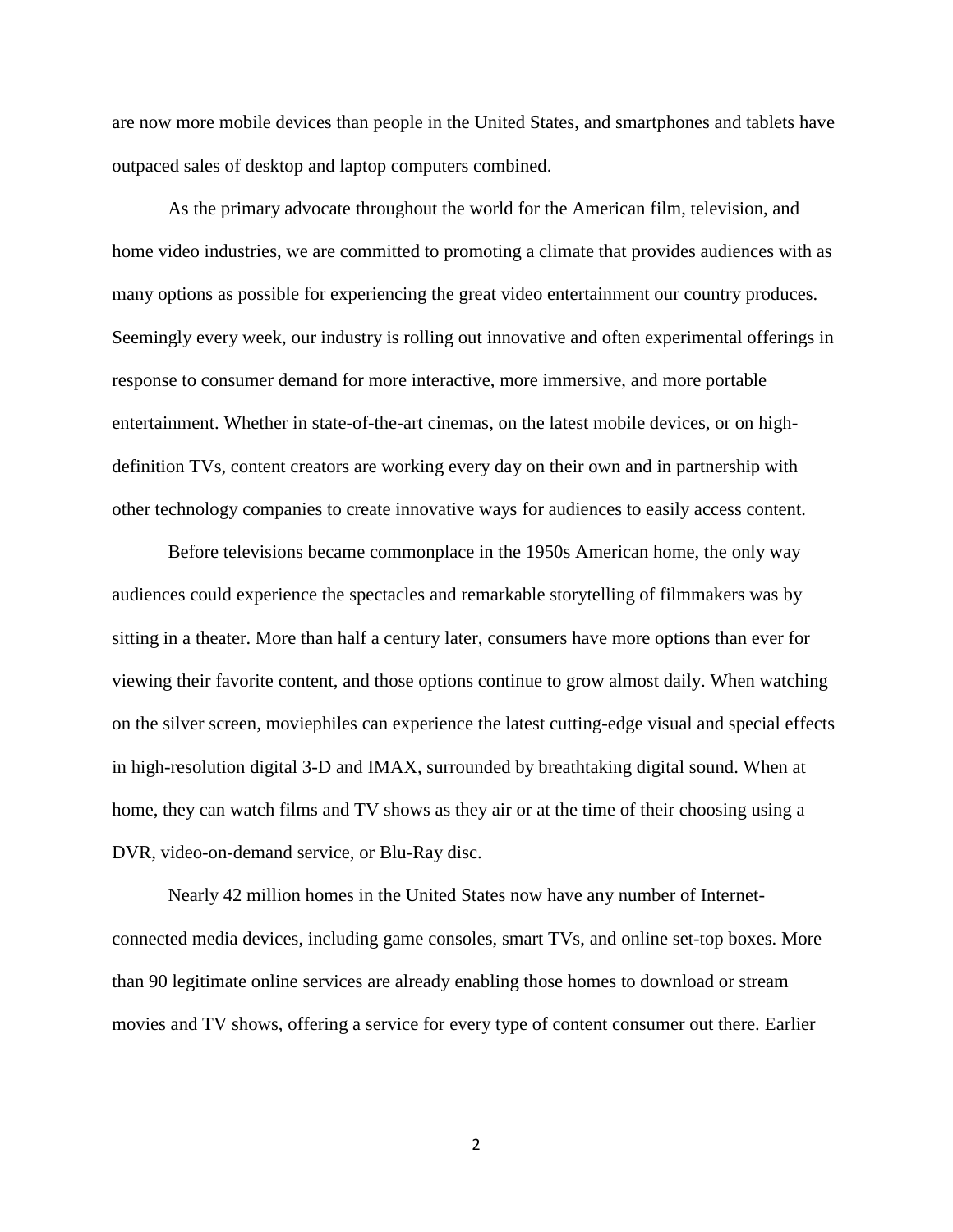are now more mobile devices than people in the United States, and smartphones and tablets have outpaced sales of desktop and laptop computers combined.

As the primary advocate throughout the world for the American film, television, and home video industries, we are committed to promoting a climate that provides audiences with as many options as possible for experiencing the great video entertainment our country produces. Seemingly every week, our industry is rolling out innovative and often experimental offerings in response to consumer demand for more interactive, more immersive, and more portable entertainment. Whether in state-of-the-art cinemas, on the latest mobile devices, or on high-definition TVs, content creators are working every day on their own and in partnership with other technology companies to create innovative ways for audiences to easily access content.

Before televisions became commonplace in the 1950s American home, the only way audiences could experience the spectacles and remarkable storytelling of filmmakers was by sitting in a theater. More than half a century later, consumers have more options than ever for viewing their favorite content, and those options continue to grow almost daily. When watching on the silver screen, moviephiles can experience the latest cutting-edge visual and special effects in high-resolution digital 3-D and IMAX, surrounded by breathtaking digital sound. When at home, they can watch films and TV shows as they air or at the time of their choosing using a DVR, video-on-demand service, or Blu-Ray disc.

Nearly 42 million homes in the United States now have any number of Internet-connected media devices, including game consoles, smart TVs, and online set-top boxes. More than 90 legitimate online services are already enabling those homes to download or stream movies and TV shows, offering a service for every type of content consumer out there. Earlier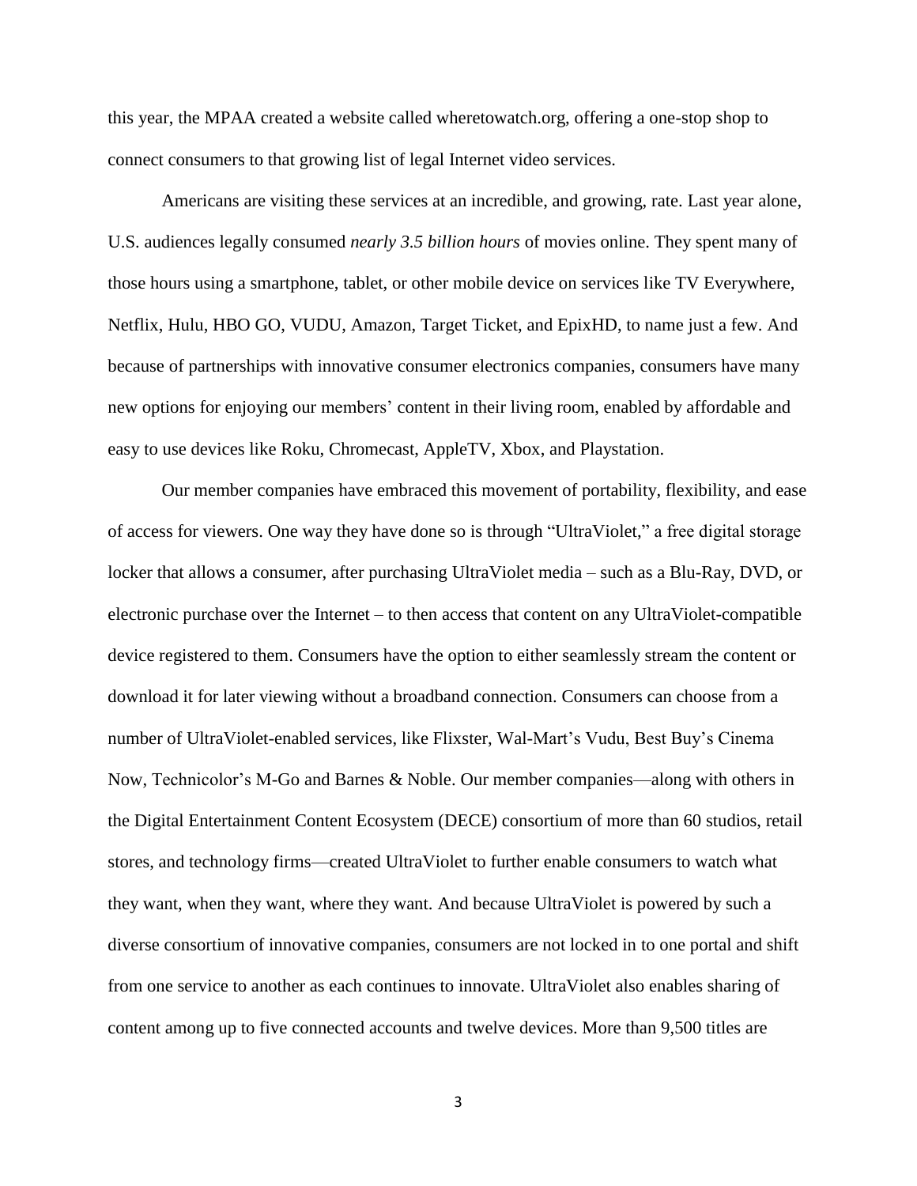this year, the MPAA created a website called wheretowatch.org, offering a one-stop shop to connect consumers to that growing list of legal Internet video services.

Americans are visiting these services at an incredible, and growing, rate. Last year alone, U.S. audiences legally consumed *nearly 3.5 billion hours* of movies online. They spent many of those hours using a smartphone, tablet, or other mobile device on services like TV Everywhere, Netflix, Hulu, HBO GO, VUDU, Amazon, Target Ticket, and EpixHD, to name just a few. And because of partnerships with innovative consumer electronics companies, consumers have many new options for enjoying our members' content in their living room, enabled by affordable and easy to use devices like Roku, Chromecast, AppleTV, Xbox, and Playstation.

Our member companies have embraced this movement of portability, flexibility, and ease of access for viewers. One way they have done so is through "UltraViolet," a free digital storage locker that allows a consumer, after purchasing UltraViolet media – such as a Blu-Ray, DVD, or electronic purchase over the Internet – to then access that content on any UltraViolet-compatible device registered to them. Consumers have the option to either seamlessly stream the content or download it for later viewing without a broadband connection. Consumers can choose from a number of UltraViolet-enabled services, like Flixster, Wal-Mart's Vudu, Best Buy's Cinema Now, Technicolor's M-Go and Barnes & Noble. Our member companies—along with others in the Digital Entertainment Content Ecosystem (DECE) consortium of more than 60 studios, retail stores, and technology firms—created UltraViolet to further enable consumers to watch what they want, when they want, where they want. And because UltraViolet is powered by such a diverse consortium of innovative companies, consumers are not locked in to one portal and shift from one service to another as each continues to innovate. UltraViolet also enables sharing of content among up to five connected accounts and twelve devices. More than 9,500 titles are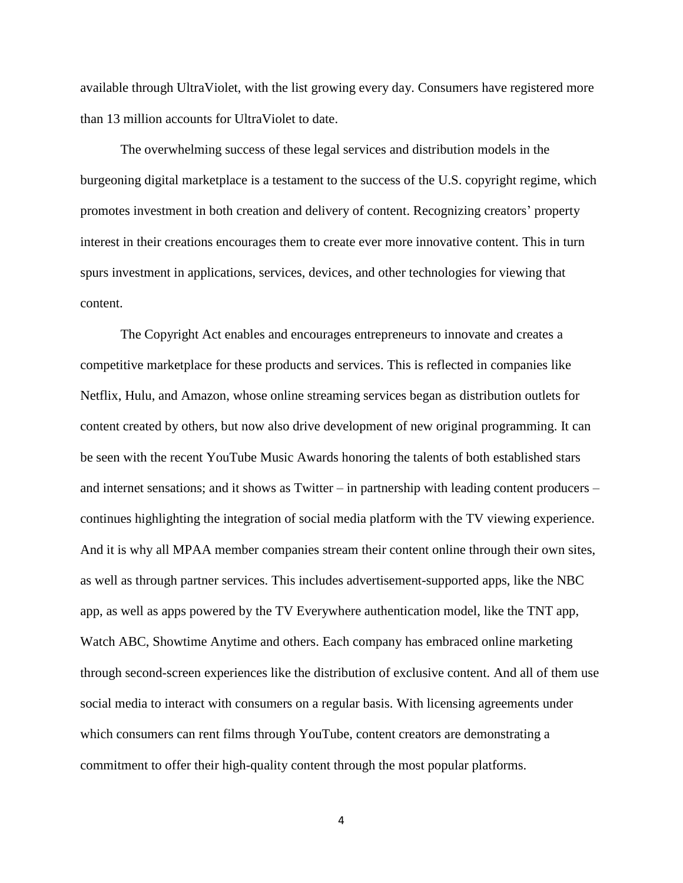available through UltraViolet, with the list growing every day. Consumers have registered more than 13 million accounts for UltraViolet to date.

The overwhelming success of these legal services and distribution models in the burgeoning digital marketplace is a testament to the success of the U.S. copyright regime, which promotes investment in both creation and delivery of content. Recognizing creators' property interest in their creations encourages them to create ever more innovative content. This in turn spurs investment in applications, services, devices, and other technologies for viewing that content.

The Copyright Act enables and encourages entrepreneurs to innovate and creates a competitive marketplace for these products and services. This is reflected in companies like Netflix, Hulu, and Amazon, whose online streaming services began as distribution outlets for content created by others, but now also drive development of new original programming. It can be seen with the recent YouTube Music Awards honoring the talents of both established stars and internet sensations; and it shows as Twitter – in partnership with leading content producers – continues highlighting the integration of social media platform with the TV viewing experience. And it is why all MPAA member companies stream their content online through their own sites, as well as through partner services. This includes advertisement-supported apps, like the NBC app, as well as apps powered by the TV Everywhere authentication model, like the TNT app, Watch ABC, Showtime Anytime and others. Each company has embraced online marketing through second-screen experiences like the distribution of exclusive content. And all of them use social media to interact with consumers on a regular basis. With licensing agreements under which consumers can rent films through YouTube, content creators are demonstrating a commitment to offer their high-quality content through the most popular platforms.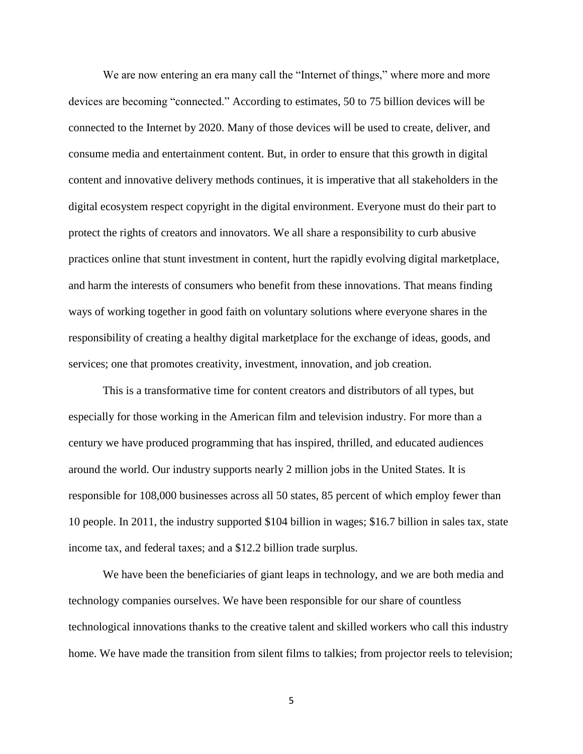We are now entering an era many call the "Internet of things," where more and more devices are becoming "connected." According to estimates, 50 to 75 billion devices will be connected to the Internet by 2020. Many of those devices will be used to create, deliver, and consume media and entertainment content. But, in order to ensure that this growth in digital content and innovative delivery methods continues, it is imperative that all stakeholders in the digital ecosystem respect copyright in the digital environment. Everyone must do their part to protect the rights of creators and innovators. We all share a responsibility to curb abusive practices online that stunt investment in content, hurt the rapidly evolving digital marketplace, and harm the interests of consumers who benefit from these innovations. That means finding ways of working together in good faith on voluntary solutions where everyone shares in the responsibility of creating a healthy digital marketplace for the exchange of ideas, goods, and services; one that promotes creativity, investment, innovation, and job creation.

This is a transformative time for content creators and distributors of all types, but especially for those working in the American film and television industry. For more than a century we have produced programming that has inspired, thrilled, and educated audiences around the world. Our industry supports nearly 2 million jobs in the United States. It is responsible for 108,000 businesses across all 50 states, 85 percent of which employ fewer than 10 people. In 2011, the industry supported $104 billion in wages; $16.7 billion in sales tax, state income tax, and federal taxes; and a $12.2 billion trade surplus.

We have been the beneficiaries of giant leaps in technology, and we are both media and technology companies ourselves. We have been responsible for our share of countless technological innovations thanks to the creative talent and skilled workers who call this industry home. We have made the transition from silent films to talkies; from projector reels to television;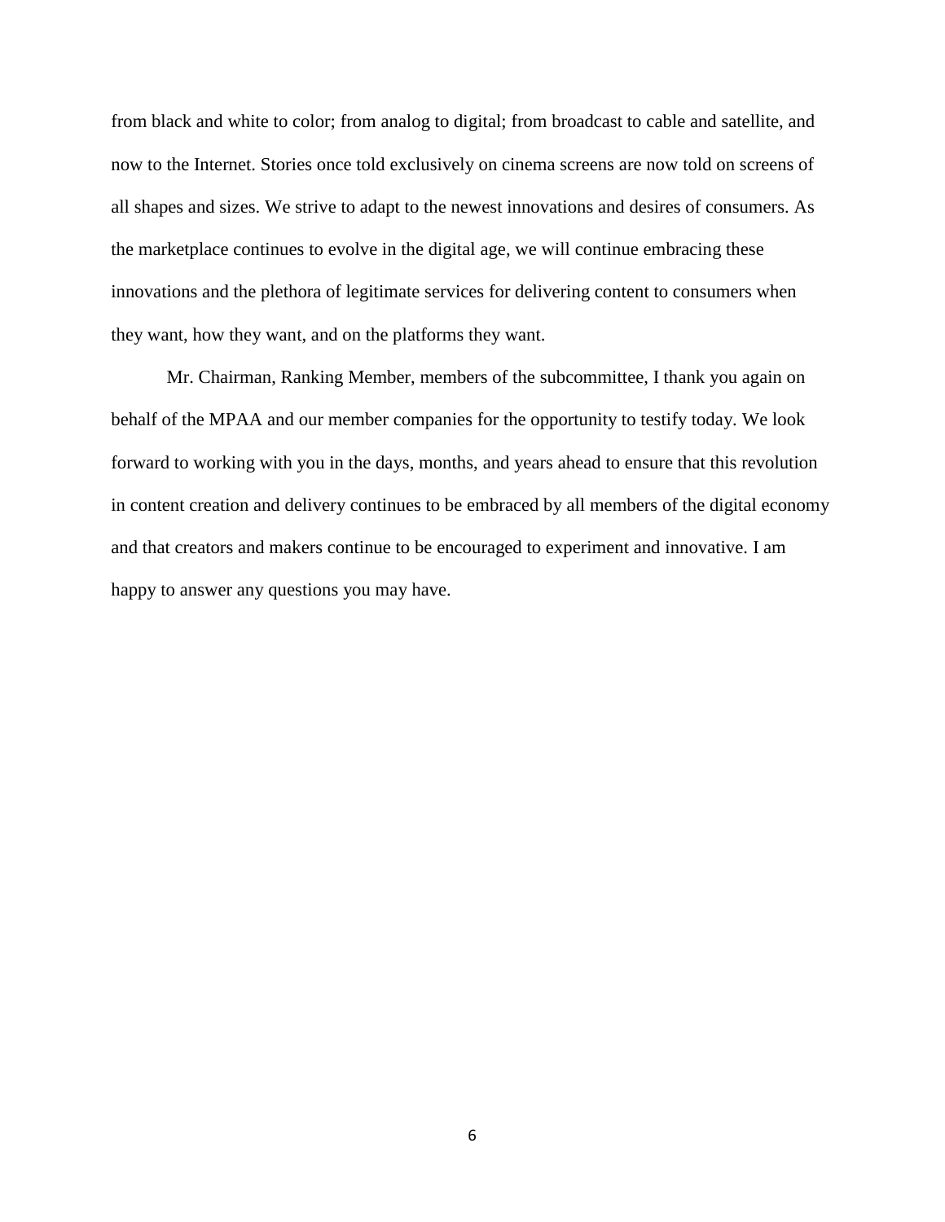from black and white to color; from analog to digital; from broadcast to cable and satellite, and now to the Internet. Stories once told exclusively on cinema screens are now told on screens of all shapes and sizes. We strive to adapt to the newest innovations and desires of consumers. As the marketplace continues to evolve in the digital age, we will continue embracing these innovations and the plethora of legitimate services for delivering content to consumers when they want, how they want, and on the platforms they want.

Mr. Chairman, Ranking Member, members of the subcommittee, I thank you again on behalf of the MPAA and our member companies for the opportunity to testify today. We look forward to working with you in the days, months, and years ahead to ensure that this revolution in content creation and delivery continues to be embraced by all members of the digital economy and that creators and makers continue to be encouraged to experiment and innovative. I am happy to answer any questions you may have.